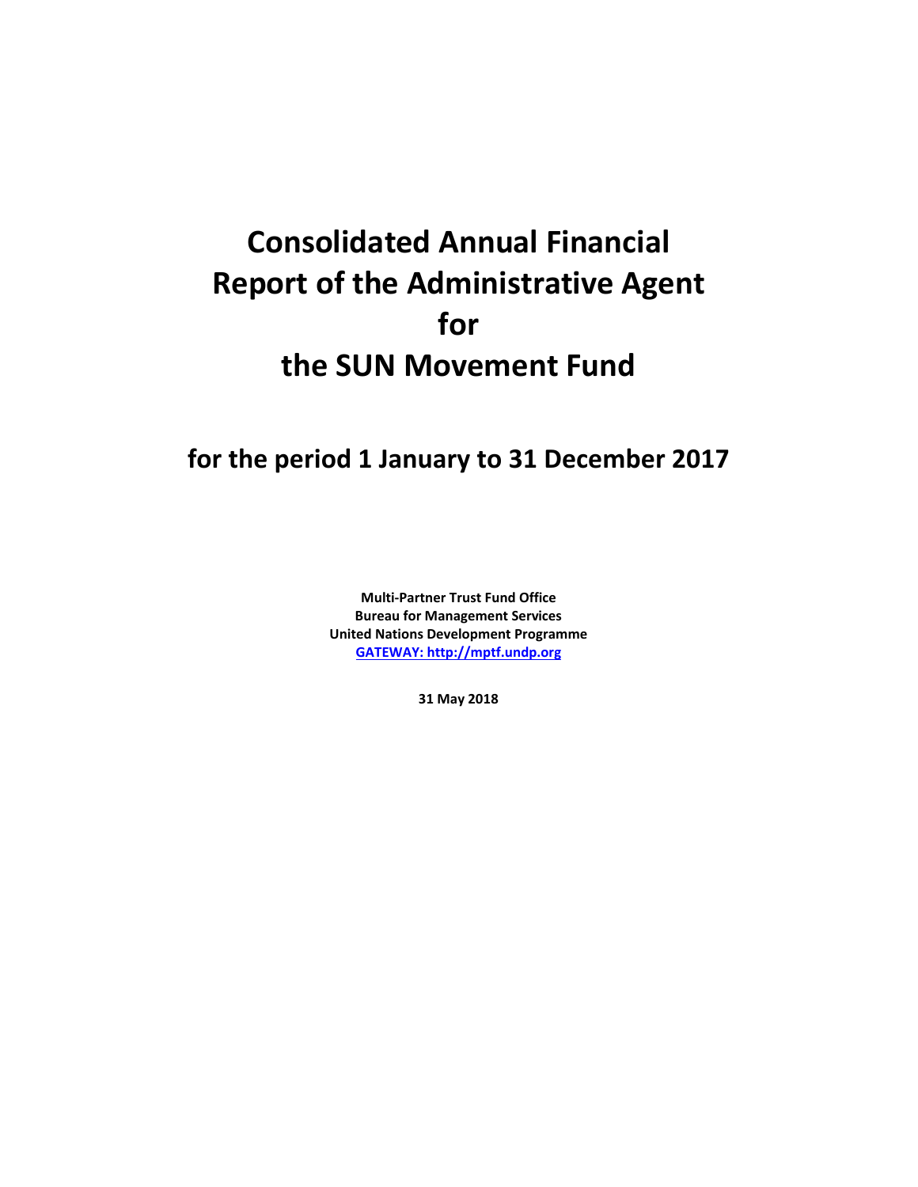# Consolidated Annual Financial Report of the Administrative Agent for the SUN Movement Fund

## for the period 1 January to 31 December 2017

**Multi-Partner Trust Fund Office**
**Bureau for Management Services**
**United Nations Development Programme**
**GATEWAY: http://mptf.undp.org**

**31 May 2018**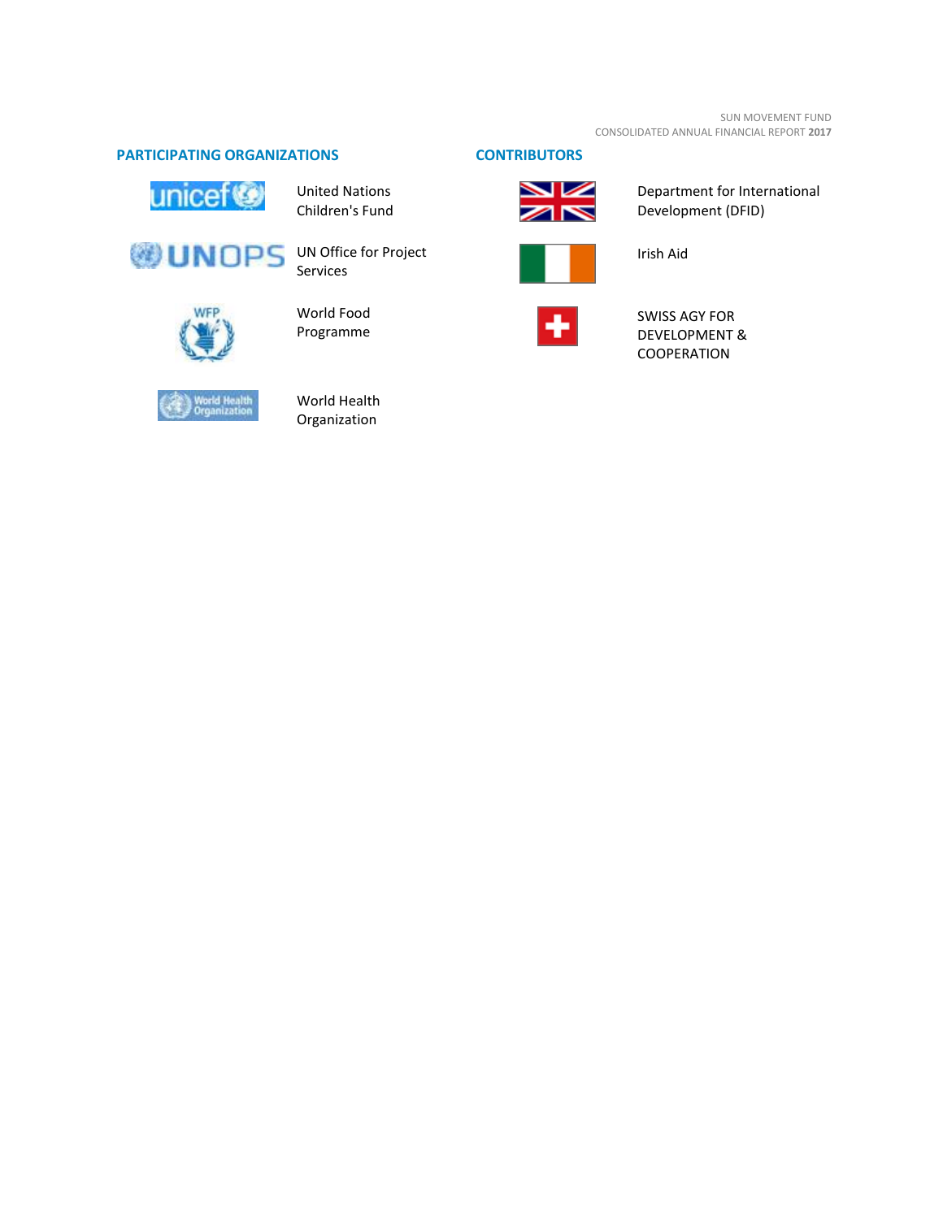## PARTICIPATING ORGANIZATIONS

- United Nations Children's Fund
- UN Office for Project Services
- World Food Programme
- World Health Organization

## CONTRIBUTORS

- Department for International Development (DFID)
- Irish Aid
- SWISS AGY FOR DEVELOPMENT & COOPERATION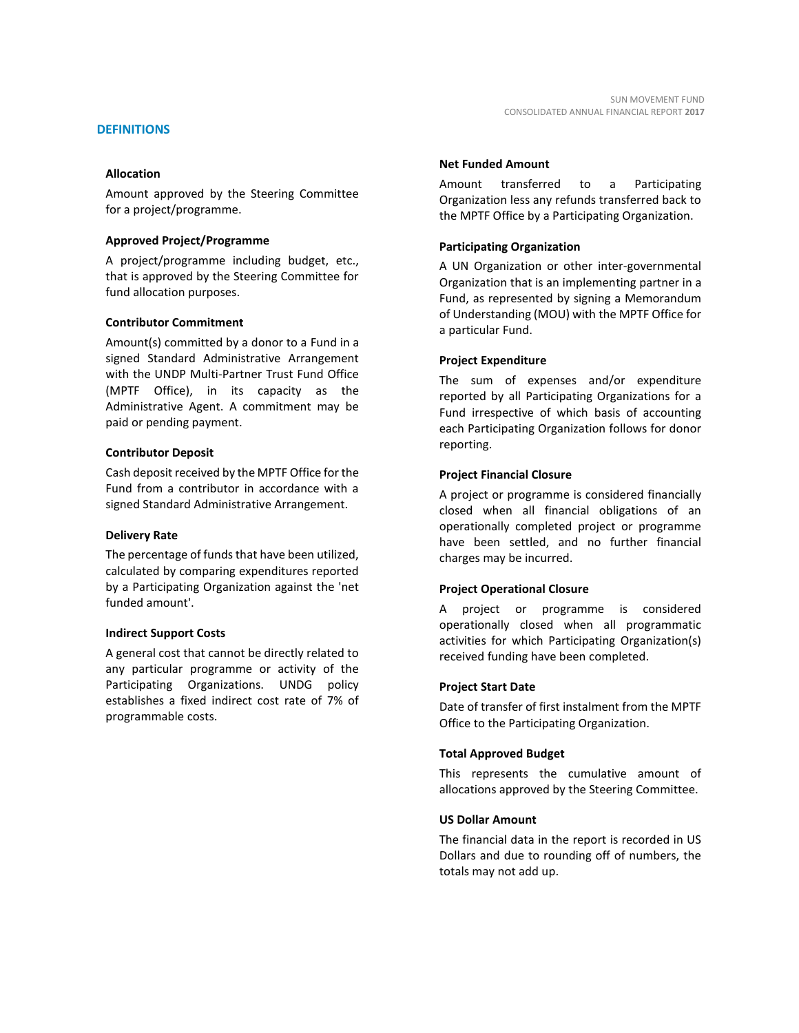## DEFINITIONS

### Allocation

Amount approved by the Steering Committee for a project/programme.

### Approved Project/Programme

A project/programme including budget, etc., that is approved by the Steering Committee for fund allocation purposes.

### Contributor Commitment

Amount(s) committed by a donor to a Fund in a signed Standard Administrative Arrangement with the UNDP Multi-Partner Trust Fund Office (MPTF Office), in its capacity as the Administrative Agent. A commitment may be paid or pending payment.

### Contributor Deposit

Cash deposit received by the MPTF Office for the Fund from a contributor in accordance with a signed Standard Administrative Arrangement.

### Delivery Rate

The percentage of funds that have been utilized, calculated by comparing expenditures reported by a Participating Organization against the 'net funded amount'.

### Indirect Support Costs

A general cost that cannot be directly related to any particular programme or activity of the Participating Organizations. UNDG policy establishes a fixed indirect cost rate of 7% of programmable costs.

### Net Funded Amount

Amount transferred to a Participating Organization less any refunds transferred back to the MPTF Office by a Participating Organization.

### Participating Organization

A UN Organization or other inter-governmental Organization that is an implementing partner in a Fund, as represented by signing a Memorandum of Understanding (MOU) with the MPTF Office for a particular Fund.

### Project Expenditure

The sum of expenses and/or expenditure reported by all Participating Organizations for a Fund irrespective of which basis of accounting each Participating Organization follows for donor reporting.

### Project Financial Closure

A project or programme is considered financially closed when all financial obligations of an operationally completed project or programme have been settled, and no further financial charges may be incurred.

### Project Operational Closure

A project or programme is considered operationally closed when all programmatic activities for which Participating Organization(s) received funding have been completed.

### Project Start Date

Date of transfer of first instalment from the MPTF Office to the Participating Organization.

### Total Approved Budget

This represents the cumulative amount of allocations approved by the Steering Committee.

### US Dollar Amount

The financial data in the report is recorded in US Dollars and due to rounding off of numbers, the totals may not add up.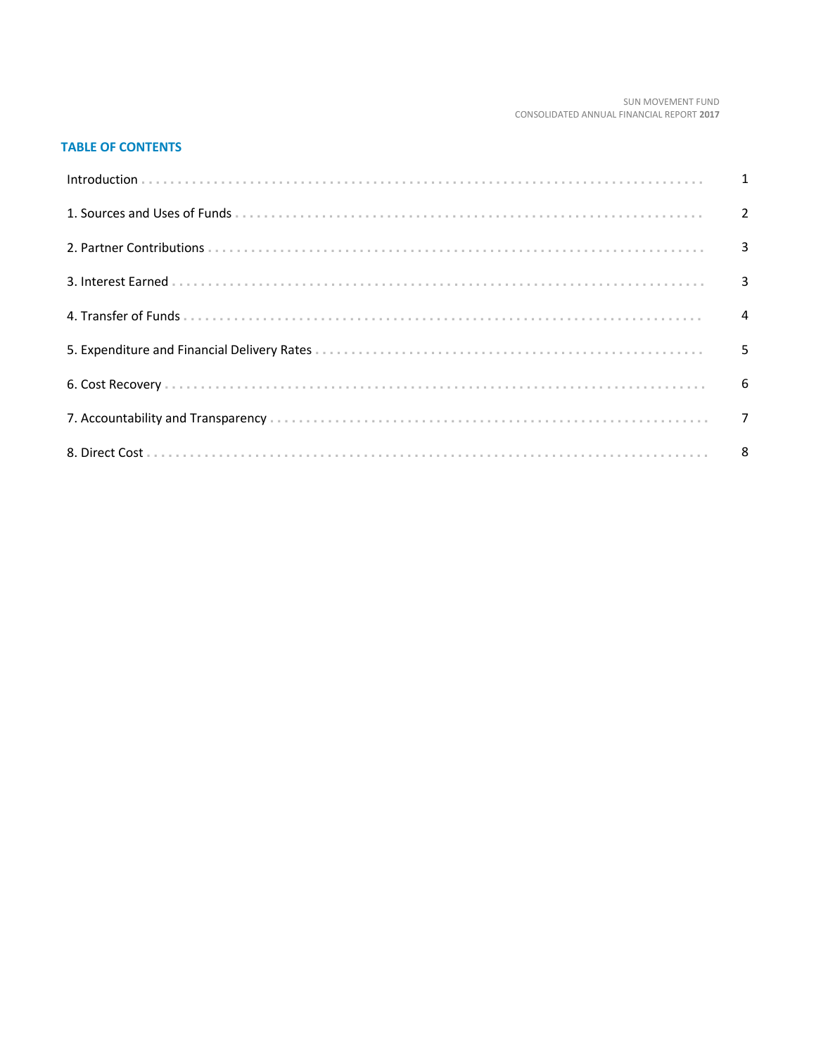## TABLE OF CONTENTS

| | |
|---|---|
| Introduction | 1 |
| 1. Sources and Uses of Funds | 2 |
| 2. Partner Contributions | 3 |
| 3. Interest Earned | 3 |
| 4. Transfer of Funds | 4 |
| 5. Expenditure and Financial Delivery Rates | 5 |
| 6. Cost Recovery | 6 |
| 7. Accountability and Transparency | 7 |
| 8. Direct Cost | 8 |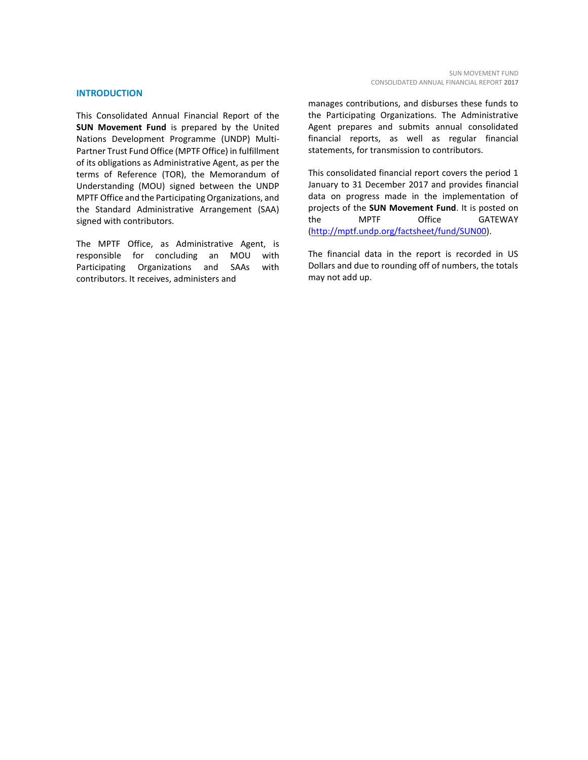## INTRODUCTION

This Consolidated Annual Financial Report of the **SUN Movement Fund** is prepared by the United Nations Development Programme (UNDP) Multi-Partner Trust Fund Office (MPTF Office) in fulfillment of its obligations as Administrative Agent, as per the terms of Reference (TOR), the Memorandum of Understanding (MOU) signed between the UNDP MPTF Office and the Participating Organizations, and the Standard Administrative Arrangement (SAA) signed with contributors.

The MPTF Office, as Administrative Agent, is responsible for concluding an MOU with Participating Organizations and SAAs with contributors. It receives, administers and manages contributions, and disburses these funds to the Participating Organizations. The Administrative Agent prepares and submits annual consolidated financial reports, as well as regular financial statements, for transmission to contributors.

This consolidated financial report covers the period 1 January to 31 December 2017 and provides financial data on progress made in the implementation of projects of the **SUN Movement Fund**. It is posted on the MPTF Office GATEWAY (http://mptf.undp.org/factsheet/fund/SUN00).

The financial data in the report is recorded in US Dollars and due to rounding off of numbers, the totals may not add up.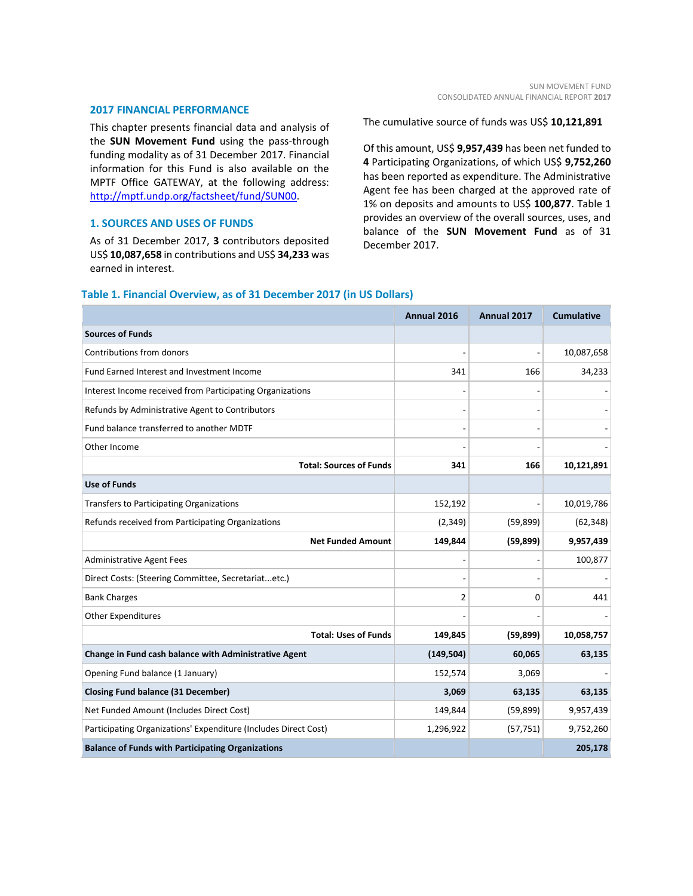## 2017 FINANCIAL PERFORMANCE

This chapter presents financial data and analysis of the **SUN Movement Fund** using the pass-through funding modality as of 31 December 2017. Financial information for this Fund is also available on the MPTF Office GATEWAY, at the following address: http://mptf.undp.org/factsheet/fund/SUN00.

### 1. SOURCES AND USES OF FUNDS

As of 31 December 2017, **3** contributors deposited US$ **10,087,658** in contributions and US$ **34,233** was earned in interest.

The cumulative source of funds was US$ **10,121,891**

Of this amount, US$ **9,957,439** has been net funded to **4** Participating Organizations, of which US$ **9,752,260** has been reported as expenditure. The Administrative Agent fee has been charged at the approved rate of 1% on deposits and amounts to US$ **100,877**. Table 1 provides an overview of the overall sources, uses, and balance of the **SUN Movement Fund** as of 31 December 2017.

**Table 1. Financial Overview, as of 31 December 2017 (in US Dollars)**

| | Annual 2016 | Annual 2017 | Cumulative |
|---|---|---|---|
| **Sources of Funds** | | | |
| Contributions from donors | - | - | 10,087,658 |
| Fund Earned Interest and Investment Income | 341 | 166 | 34,233 |
| Interest Income received from Participating Organizations | - | - | - |
| Refunds by Administrative Agent to Contributors | - | - | - |
| Fund balance transferred to another MDTF | - | - | - |
| Other Income | - | - | - |
| **Total: Sources of Funds** | **341** | **166** | **10,121,891** |
| **Use of Funds** | | | |
| Transfers to Participating Organizations | 152,192 | - | 10,019,786 |
| Refunds received from Participating Organizations | (2,349) | (59,899) | (62,348) |
| **Net Funded Amount** | **149,844** | **(59,899)** | **9,957,439** |
| Administrative Agent Fees | - | - | 100,877 |
| Direct Costs: (Steering Committee, Secretariat...etc.) | - | - | - |
| Bank Charges | 2 | 0 | 441 |
| Other Expenditures | - | - | - |
| **Total: Uses of Funds** | **149,845** | **(59,899)** | **10,058,757** |
| **Change in Fund cash balance with Administrative Agent** | **(149,504)** | **60,065** | **63,135** |
| Opening Fund balance (1 January) | 152,574 | 3,069 | - |
| **Closing Fund balance (31 December)** | **3,069** | **63,135** | **63,135** |
| Net Funded Amount (Includes Direct Cost) | 149,844 | (59,899) | 9,957,439 |
| Participating Organizations' Expenditure (Includes Direct Cost) | 1,296,922 | (57,751) | 9,752,260 |
| **Balance of Funds with Participating Organizations** | | | **205,178** |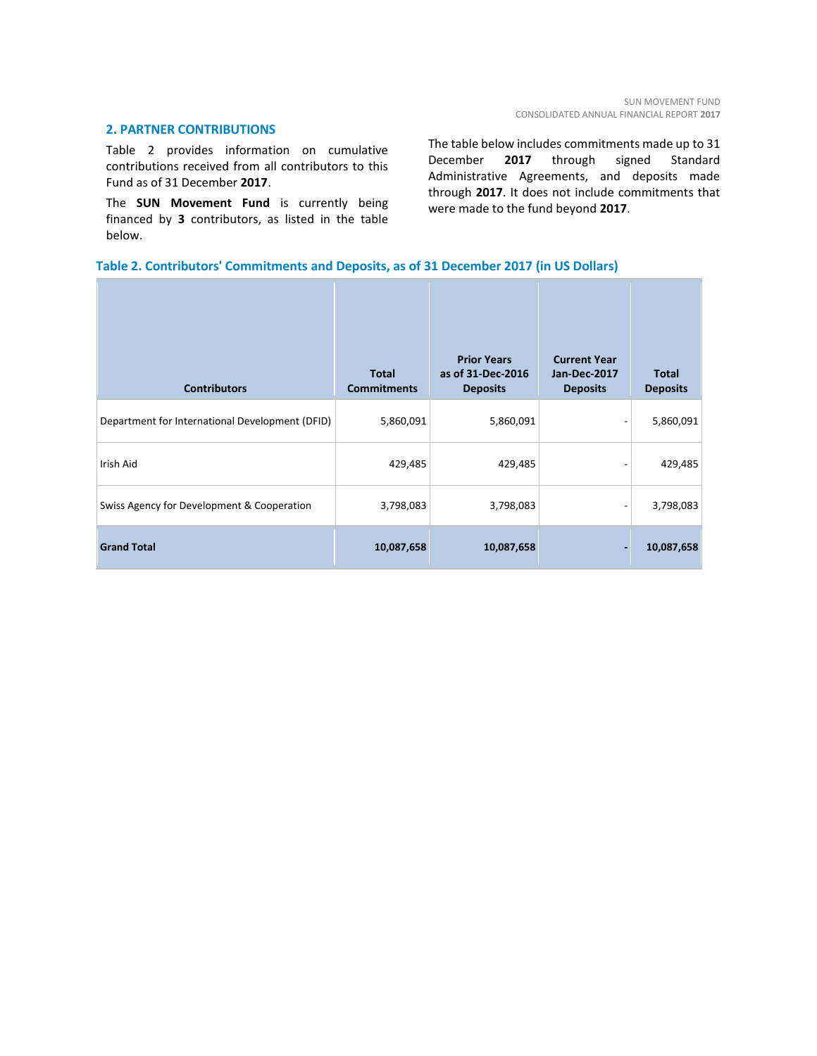## 2. PARTNER CONTRIBUTIONS

Table 2 provides information on cumulative contributions received from all contributors to this Fund as of 31 December **2017**.

The **SUN Movement Fund** is currently being financed by **3** contributors, as listed in the table below.

The table below includes commitments made up to 31 December **2017** through signed Standard Administrative Agreements, and deposits made through **2017**. It does not include commitments that were made to the fund beyond **2017**.

**Table 2. Contributors' Commitments and Deposits, as of 31 December 2017 (in US Dollars)**

| Contributors | Total Commitments | Prior Years as of 31-Dec-2016 Deposits | Current Year Jan-Dec-2017 Deposits | Total Deposits |
|---|---|---|---|---|
| Department for International Development (DFID) | 5,860,091 | 5,860,091 | - | 5,860,091 |
| Irish Aid | 429,485 | 429,485 | - | 429,485 |
| Swiss Agency for Development & Cooperation | 3,798,083 | 3,798,083 | - | 3,798,083 |
| **Grand Total** | **10,087,658** | **10,087,658** | **-** | **10,087,658** |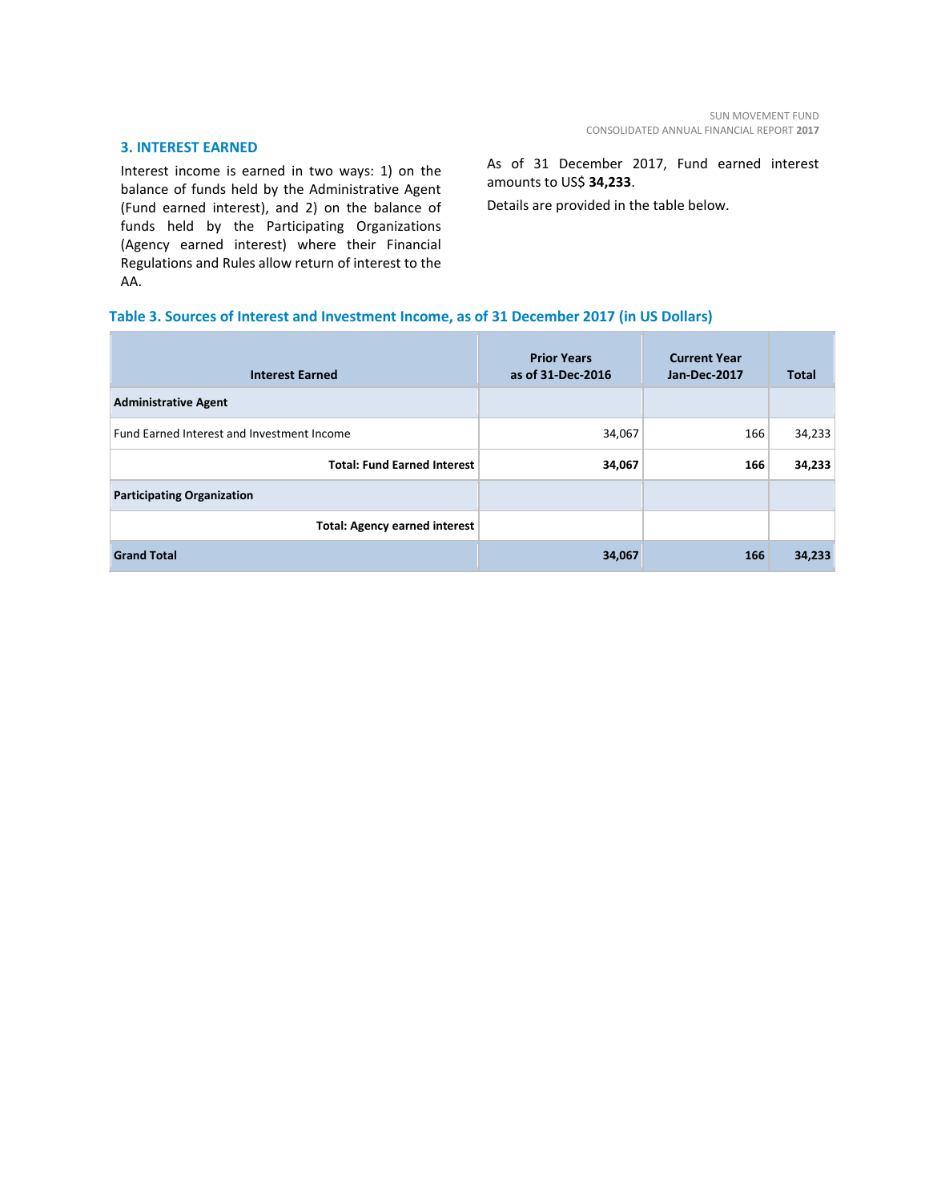## 3. INTEREST EARNED

Interest income is earned in two ways: 1) on the balance of funds held by the Administrative Agent (Fund earned interest), and 2) on the balance of funds held by the Participating Organizations (Agency earned interest) where their Financial Regulations and Rules allow return of interest to the AA.

As of 31 December 2017, Fund earned interest amounts to US$ **34,233**.

Details are provided in the table below.

**Table 3. Sources of Interest and Investment Income, as of 31 December 2017 (in US Dollars)**

| Interest Earned | Prior Years as of 31-Dec-2016 | Current Year Jan-Dec-2017 | Total |
|---|---|---|---|
| **Administrative Agent** | | | |
| Fund Earned Interest and Investment Income | 34,067 | 166 | 34,233 |
| **Total: Fund Earned Interest** | **34,067** | **166** | **34,233** |
| **Participating Organization** | | | |
| **Total: Agency earned interest** | | | |
| **Grand Total** | **34,067** | **166** | **34,233** |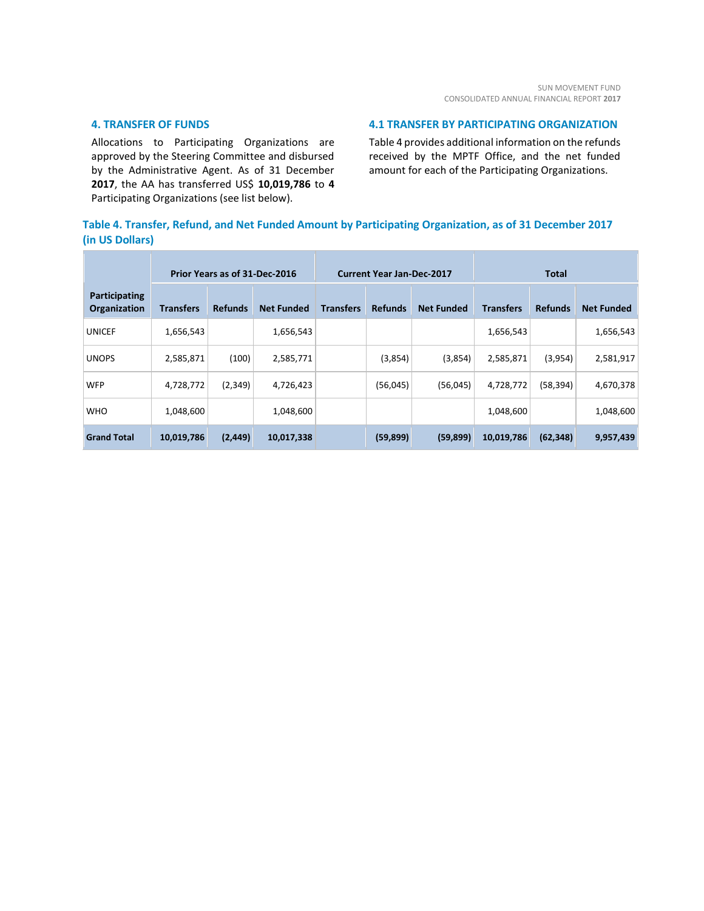## 4. TRANSFER OF FUNDS

Allocations to Participating Organizations are approved by the Steering Committee and disbursed by the Administrative Agent. As of 31 December **2017**, the AA has transferred US$ **10,019,786** to **4** Participating Organizations (see list below).

## 4.1 TRANSFER BY PARTICIPATING ORGANIZATION

Table 4 provides additional information on the refunds received by the MPTF Office, and the net funded amount for each of the Participating Organizations.

### Table 4. Transfer, Refund, and Net Funded Amount by Participating Organization, as of 31 December 2017 (in US Dollars)

| Participating Organization | Prior Years as of 31-Dec-2016 | | | Current Year Jan-Dec-2017 | | | Total | | |
|---|---|---|---|---|---|---|---|---|---|
| | Transfers | Refunds | Net Funded | Transfers | Refunds | Net Funded | Transfers | Refunds | Net Funded |
| UNICEF | 1,656,543 | | 1,656,543 | | | | 1,656,543 | | 1,656,543 |
| UNOPS | 2,585,871 | (100) | 2,585,771 | | (3,854) | (3,854) | 2,585,871 | (3,954) | 2,581,917 |
| WFP | 4,728,772 | (2,349) | 4,726,423 | | (56,045) | (56,045) | 4,728,772 | (58,394) | 4,670,378 |
| WHO | 1,048,600 | | 1,048,600 | | | | 1,048,600 | | 1,048,600 |
| **Grand Total** | **10,019,786** | **(2,449)** | **10,017,338** | | **(59,899)** | **(59,899)** | **10,019,786** | **(62,348)** | **9,957,439** |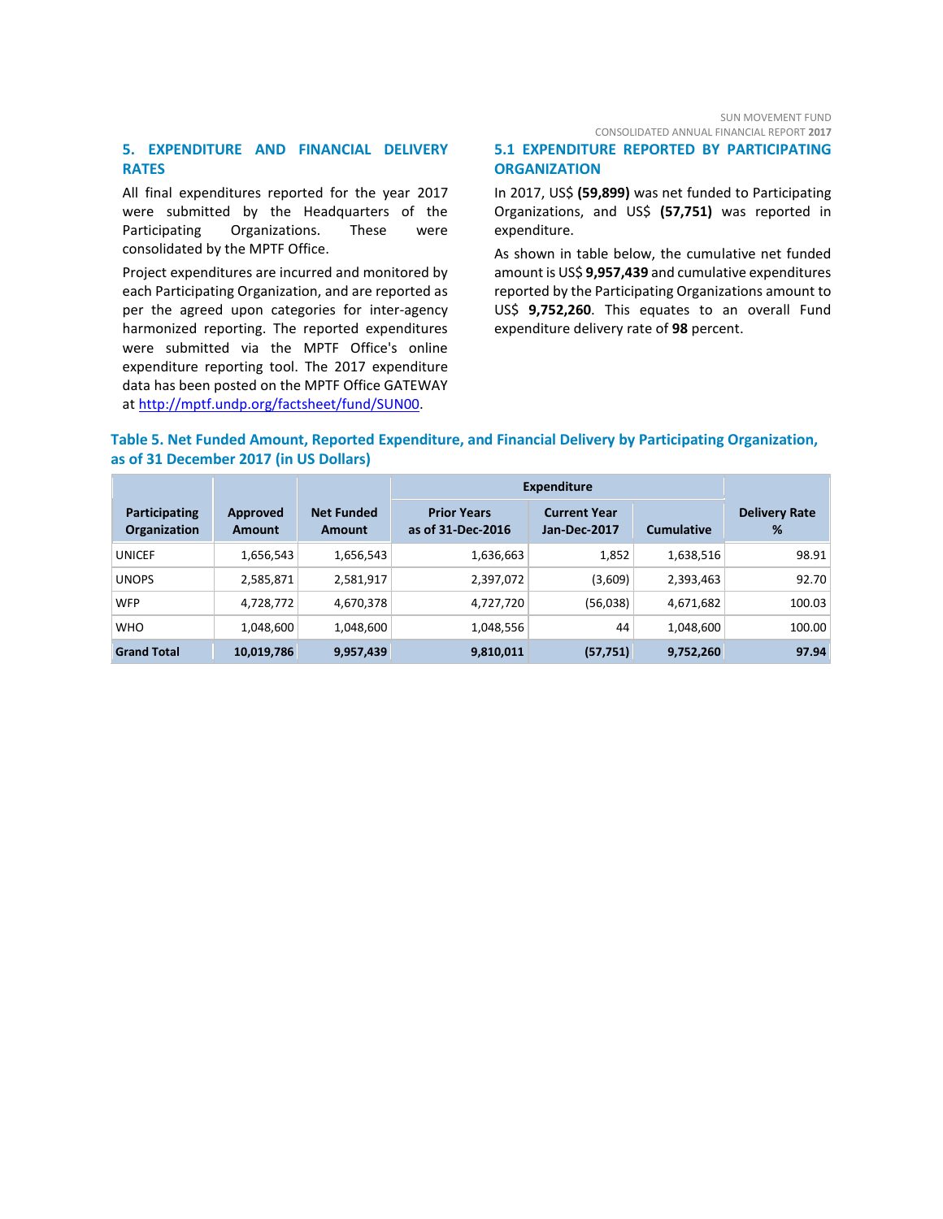## 5. EXPENDITURE AND FINANCIAL DELIVERY RATES

All final expenditures reported for the year 2017 were submitted by the Headquarters of the Participating Organizations. These were consolidated by the MPTF Office.

Project expenditures are incurred and monitored by each Participating Organization, and are reported as per the agreed upon categories for inter-agency harmonized reporting. The reported expenditures were submitted via the MPTF Office's online expenditure reporting tool. The 2017 expenditure data has been posted on the MPTF Office GATEWAY at http://mptf.undp.org/factsheet/fund/SUN00.

### 5.1 EXPENDITURE REPORTED BY PARTICIPATING ORGANIZATION

In 2017, US$ **(59,899)** was net funded to Participating Organizations, and US$ **(57,751)** was reported in expenditure.

As shown in table below, the cumulative net funded amount is US$ **9,957,439** and cumulative expenditures reported by the Participating Organizations amount to US$ **9,752,260**. This equates to an overall Fund expenditure delivery rate of **98** percent.

**Table 5. Net Funded Amount, Reported Expenditure, and Financial Delivery by Participating Organization, as of 31 December 2017 (in US Dollars)**

| Participating Organization | Approved Amount | Net Funded Amount | Expenditure | | | Delivery Rate % |
|---|---|---|---|---|---|---|
| | | | Prior Years as of 31-Dec-2016 | Current Year Jan-Dec-2017 | Cumulative | |
| UNICEF | 1,656,543 | 1,656,543 | 1,636,663 | 1,852 | 1,638,516 | 98.91 |
| UNOPS | 2,585,871 | 2,581,917 | 2,397,072 | (3,609) | 2,393,463 | 92.70 |
| WFP | 4,728,772 | 4,670,378 | 4,727,720 | (56,038) | 4,671,682 | 100.03 |
| WHO | 1,048,600 | 1,048,600 | 1,048,556 | 44 | 1,048,600 | 100.00 |
| **Grand Total** | **10,019,786** | **9,957,439** | **9,810,011** | **(57,751)** | **9,752,260** | **97.94** |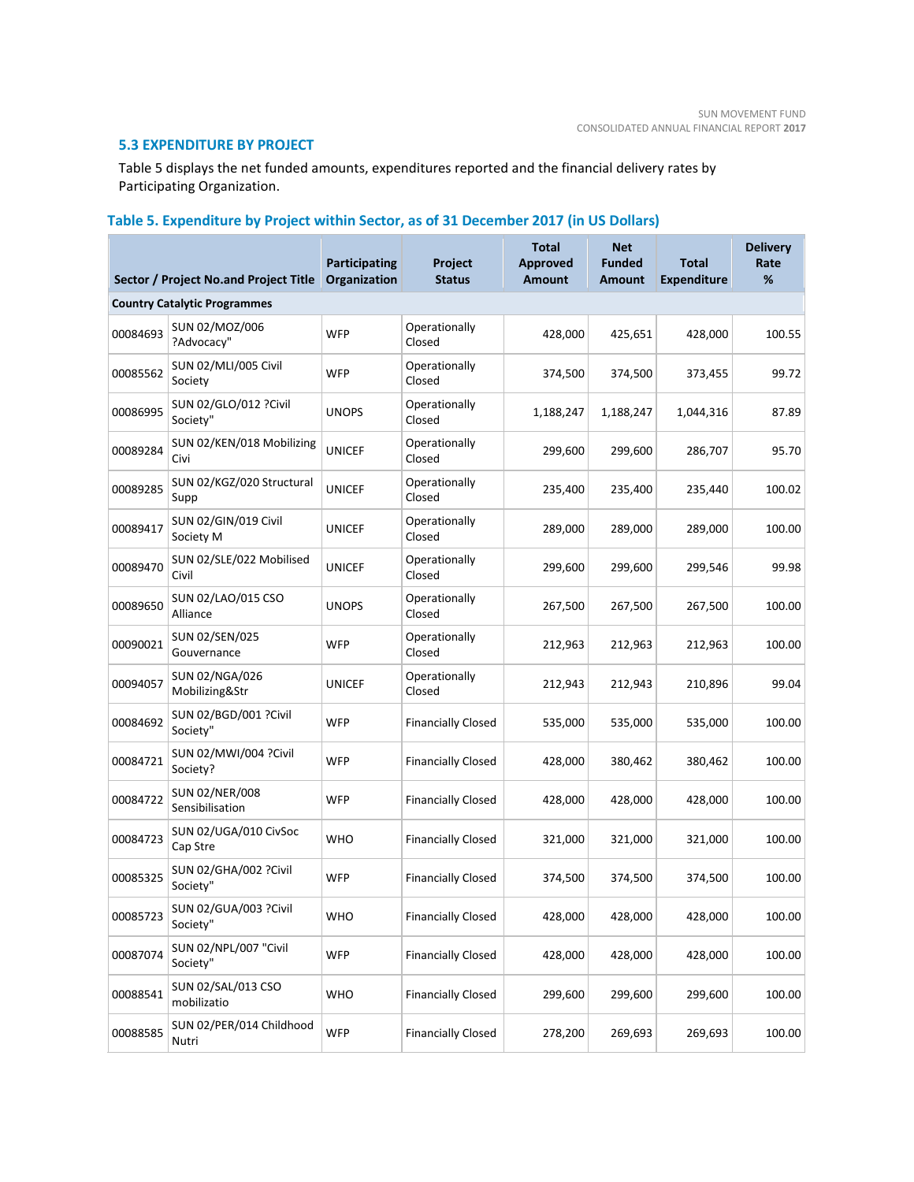### 5.3 EXPENDITURE BY PROJECT

Table 5 displays the net funded amounts, expenditures reported and the financial delivery rates by Participating Organization.

**Table 5. Expenditure by Project within Sector, as of 31 December 2017 (in US Dollars)**

| Sector / Project No.and Project Title | | Participating Organization | Project Status | Total Approved Amount | Net Funded Amount | Total Expenditure | Delivery Rate % |
|---|---|---|---|---|---|---|---|
| **Country Catalytic Programmes** | | | | | | | |
| 00084693 | SUN 02/MOZ/006 ?Advocacy" | WFP | Operationally Closed | 428,000 | 425,651 | 428,000 | 100.55 |
| 00085562 | SUN 02/MLI/005 Civil Society | WFP | Operationally Closed | 374,500 | 374,500 | 373,455 | 99.72 |
| 00086995 | SUN 02/GLO/012 ?Civil Society" | UNOPS | Operationally Closed | 1,188,247 | 1,188,247 | 1,044,316 | 87.89 |
| 00089284 | SUN 02/KEN/018 Mobilizing Civi | UNICEF | Operationally Closed | 299,600 | 299,600 | 286,707 | 95.70 |
| 00089285 | SUN 02/KGZ/020 Structural Supp | UNICEF | Operationally Closed | 235,400 | 235,400 | 235,440 | 100.02 |
| 00089417 | SUN 02/GIN/019 Civil Society M | UNICEF | Operationally Closed | 289,000 | 289,000 | 289,000 | 100.00 |
| 00089470 | SUN 02/SLE/022 Mobilised Civil | UNICEF | Operationally Closed | 299,600 | 299,600 | 299,546 | 99.98 |
| 00089650 | SUN 02/LAO/015 CSO Alliance | UNOPS | Operationally Closed | 267,500 | 267,500 | 267,500 | 100.00 |
| 00090021 | SUN 02/SEN/025 Gouvernance | WFP | Operationally Closed | 212,963 | 212,963 | 212,963 | 100.00 |
| 00094057 | SUN 02/NGA/026 Mobilizing&Str | UNICEF | Operationally Closed | 212,943 | 212,943 | 210,896 | 99.04 |
| 00084692 | SUN 02/BGD/001 ?Civil Society" | WFP | Financially Closed | 535,000 | 535,000 | 535,000 | 100.00 |
| 00084721 | SUN 02/MWI/004 ?Civil Society? | WFP | Financially Closed | 428,000 | 380,462 | 380,462 | 100.00 |
| 00084722 | SUN 02/NER/008 Sensibilisation | WFP | Financially Closed | 428,000 | 428,000 | 428,000 | 100.00 |
| 00084723 | SUN 02/UGA/010 CivSoc Cap Stre | WHO | Financially Closed | 321,000 | 321,000 | 321,000 | 100.00 |
| 00085325 | SUN 02/GHA/002 ?Civil Society" | WFP | Financially Closed | 374,500 | 374,500 | 374,500 | 100.00 |
| 00085723 | SUN 02/GUA/003 ?Civil Society" | WHO | Financially Closed | 428,000 | 428,000 | 428,000 | 100.00 |
| 00087074 | SUN 02/NPL/007 "Civil Society" | WFP | Financially Closed | 428,000 | 428,000 | 428,000 | 100.00 |
| 00088541 | SUN 02/SAL/013 CSO mobilizatio | WHO | Financially Closed | 299,600 | 299,600 | 299,600 | 100.00 |
| 00088585 | SUN 02/PER/014 Childhood Nutri | WFP | Financially Closed | 278,200 | 269,693 | 269,693 | 100.00 |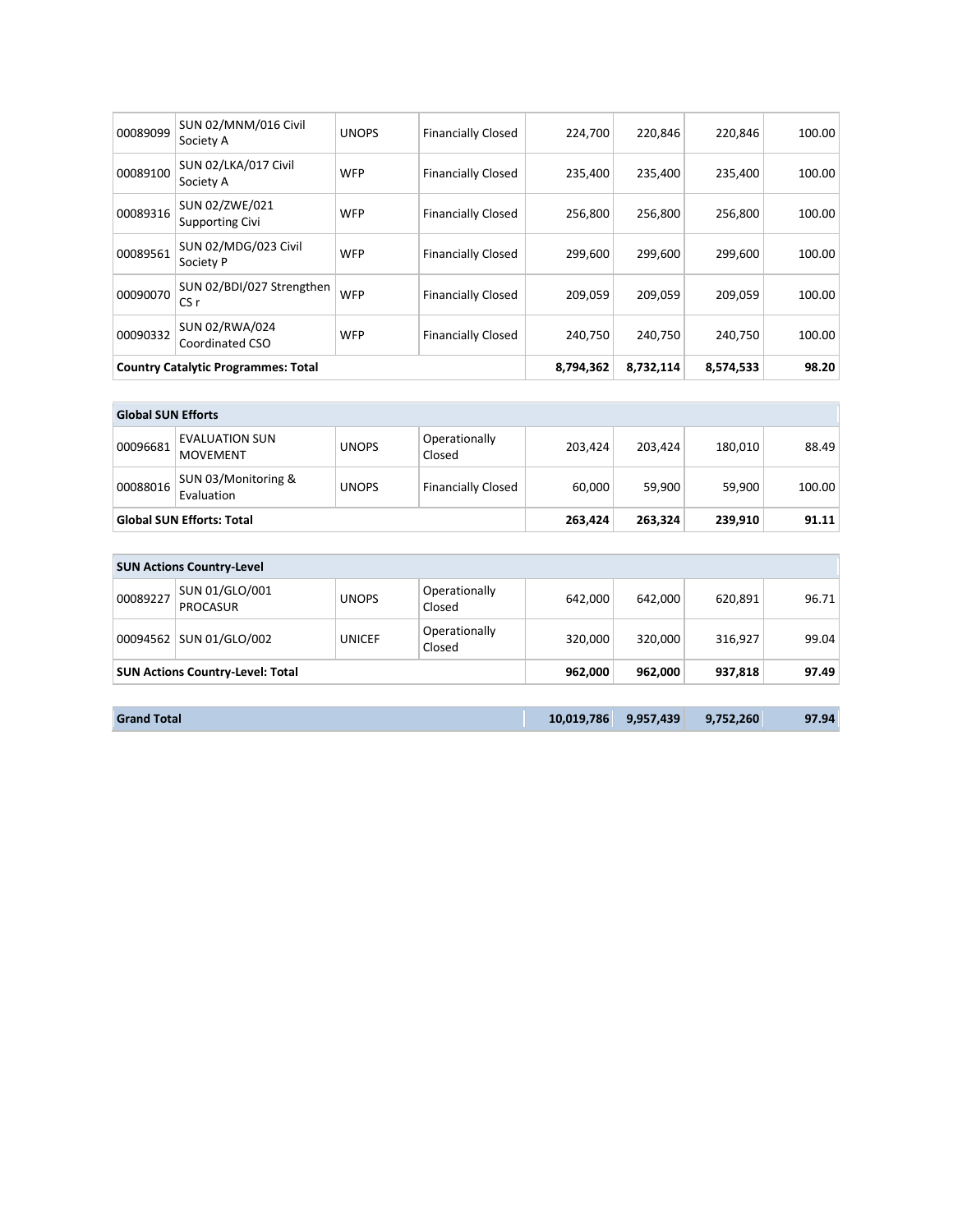| | | | | | | | |
|---|---|---|---|---|---|---|---|
| 00089099 | SUN 02/MNM/016 Civil Society A | UNOPS | Financially Closed | 224,700 | 220,846 | 220,846 | 100.00 |
| 00089100 | SUN 02/LKA/017 Civil Society A | WFP | Financially Closed | 235,400 | 235,400 | 235,400 | 100.00 |
| 00089316 | SUN 02/ZWE/021 Supporting Civi | WFP | Financially Closed | 256,800 | 256,800 | 256,800 | 100.00 |
| 00089561 | SUN 02/MDG/023 Civil Society P | WFP | Financially Closed | 299,600 | 299,600 | 299,600 | 100.00 |
| 00090070 | SUN 02/BDI/027 Strengthen CS r | WFP | Financially Closed | 209,059 | 209,059 | 209,059 | 100.00 |
| 00090332 | SUN 02/RWA/024 Coordinated CSO | WFP | Financially Closed | 240,750 | 240,750 | 240,750 | 100.00 |
| **Country Catalytic Programmes: Total** | | | | **8,794,362** | **8,732,114** | **8,574,533** | **98.20** |

| **Global SUN Efforts** | | | | | | | |
|---|---|---|---|---|---|---|---|
| 00096681 | EVALUATION SUN MOVEMENT | UNOPS | Operationally Closed | 203,424 | 203,424 | 180,010 | 88.49 |
| 00088016 | SUN 03/Monitoring & Evaluation | UNOPS | Financially Closed | 60,000 | 59,900 | 59,900 | 100.00 |
| **Global SUN Efforts: Total** | | | | **263,424** | **263,324** | **239,910** | **91.11** |

| **SUN Actions Country-Level** | | | | | | | |
|---|---|---|---|---|---|---|---|
| 00089227 | SUN 01/GLO/001 PROCASUR | UNOPS | Operationally Closed | 642,000 | 642,000 | 620,891 | 96.71 |
| 00094562 | SUN 01/GLO/002 | UNICEF | Operationally Closed | 320,000 | 320,000 | 316,927 | 99.04 |
| **SUN Actions Country-Level: Total** | | | | **962,000** | **962,000** | **937,818** | **97.49** |

| **Grand Total** | **10,019,786** | **9,957,439** | **9,752,260** | **97.94** |
|---|---|---|---|---|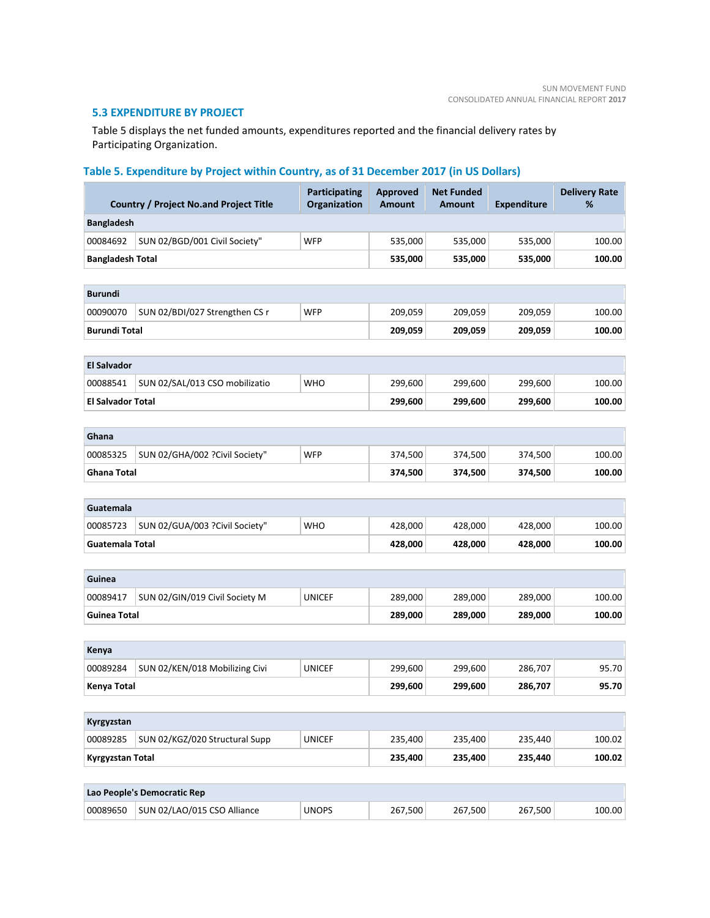### 5.3 EXPENDITURE BY PROJECT

Table 5 displays the net funded amounts, expenditures reported and the financial delivery rates by Participating Organization.

#### Table 5. Expenditure by Project within Country, as of 31 December 2017 (in US Dollars)

| Country / Project No.and Project Title | | Participating Organization | Approved Amount | Net Funded Amount | Expenditure | Delivery Rate % |
|---|---|---|---|---|---|---|
| **Bangladesh** | | | | | | |
| 00084692 | SUN 02/BGD/001 Civil Society" | WFP | 535,000 | 535,000 | 535,000 | 100.00 |
| **Bangladesh Total** | | | **535,000** | **535,000** | **535,000** | **100.00** |
| **Burundi** | | | | | | |
| 00090070 | SUN 02/BDI/027 Strengthen CS r | WFP | 209,059 | 209,059 | 209,059 | 100.00 |
| **Burundi Total** | | | **209,059** | **209,059** | **209,059** | **100.00** |
| **El Salvador** | | | | | | |
| 00088541 | SUN 02/SAL/013 CSO mobilizatio | WHO | 299,600 | 299,600 | 299,600 | 100.00 |
| **El Salvador Total** | | | **299,600** | **299,600** | **299,600** | **100.00** |
| **Ghana** | | | | | | |
| 00085325 | SUN 02/GHA/002 ?Civil Society" | WFP | 374,500 | 374,500 | 374,500 | 100.00 |
| **Ghana Total** | | | **374,500** | **374,500** | **374,500** | **100.00** |
| **Guatemala** | | | | | | |
| 00085723 | SUN 02/GUA/003 ?Civil Society" | WHO | 428,000 | 428,000 | 428,000 | 100.00 |
| **Guatemala Total** | | | **428,000** | **428,000** | **428,000** | **100.00** |
| **Guinea** | | | | | | |
| 00089417 | SUN 02/GIN/019 Civil Society M | UNICEF | 289,000 | 289,000 | 289,000 | 100.00 |
| **Guinea Total** | | | **289,000** | **289,000** | **289,000** | **100.00** |
| **Kenya** | | | | | | |
| 00089284 | SUN 02/KEN/018 Mobilizing Civi | UNICEF | 299,600 | 299,600 | 286,707 | 95.70 |
| **Kenya Total** | | | **299,600** | **299,600** | **286,707** | **95.70** |
| **Kyrgyzstan** | | | | | | |
| 00089285 | SUN 02/KGZ/020 Structural Supp | UNICEF | 235,400 | 235,400 | 235,440 | 100.02 |
| **Kyrgyzstan Total** | | | **235,400** | **235,400** | **235,440** | **100.02** |
| **Lao People's Democratic Rep** | | | | | | |
| 00089650 | SUN 02/LAO/015 CSO Alliance | UNOPS | 267,500 | 267,500 | 267,500 | 100.00 |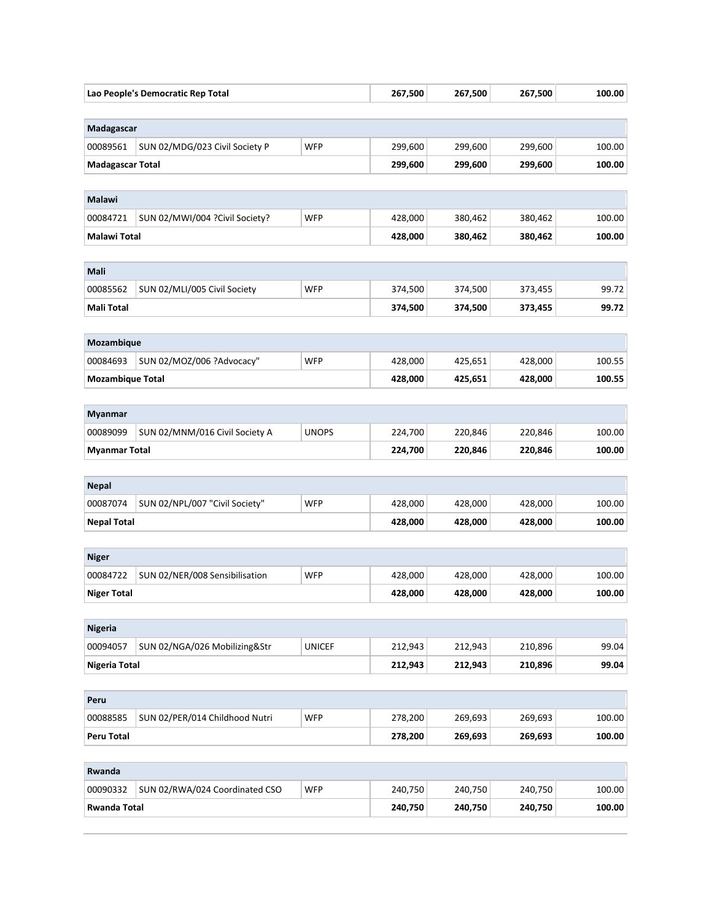| | | | | | | |
|---|---|---|---|---|---|---|
| **Lao People's Democratic Rep Total** | | | **267,500** | **267,500** | **267,500** | **100.00** |
| **Madagascar** | | | | | | |
| 00089561 | SUN 02/MDG/023 Civil Society P | WFP | 299,600 | 299,600 | 299,600 | 100.00 |
| **Madagascar Total** | | | **299,600** | **299,600** | **299,600** | **100.00** |
| **Malawi** | | | | | | |
| 00084721 | SUN 02/MWI/004 ?Civil Society? | WFP | 428,000 | 380,462 | 380,462 | 100.00 |
| **Malawi Total** | | | **428,000** | **380,462** | **380,462** | **100.00** |
| **Mali** | | | | | | |
| 00085562 | SUN 02/MLI/005 Civil Society | WFP | 374,500 | 374,500 | 373,455 | 99.72 |
| **Mali Total** | | | **374,500** | **374,500** | **373,455** | **99.72** |
| **Mozambique** | | | | | | |
| 00084693 | SUN 02/MOZ/006 ?Advocacy" | WFP | 428,000 | 425,651 | 428,000 | 100.55 |
| **Mozambique Total** | | | **428,000** | **425,651** | **428,000** | **100.55** |
| **Myanmar** | | | | | | |
| 00089099 | SUN 02/MNM/016 Civil Society A | UNOPS | 224,700 | 220,846 | 220,846 | 100.00 |
| **Myanmar Total** | | | **224,700** | **220,846** | **220,846** | **100.00** |
| **Nepal** | | | | | | |
| 00087074 | SUN 02/NPL/007 "Civil Society" | WFP | 428,000 | 428,000 | 428,000 | 100.00 |
| **Nepal Total** | | | **428,000** | **428,000** | **428,000** | **100.00** |
| **Niger** | | | | | | |
| 00084722 | SUN 02/NER/008 Sensibilisation | WFP | 428,000 | 428,000 | 428,000 | 100.00 |
| **Niger Total** | | | **428,000** | **428,000** | **428,000** | **100.00** |
| **Nigeria** | | | | | | |
| 00094057 | SUN 02/NGA/026 Mobilizing&Str | UNICEF | 212,943 | 212,943 | 210,896 | 99.04 |
| **Nigeria Total** | | | **212,943** | **212,943** | **210,896** | **99.04** |
| **Peru** | | | | | | |
| 00088585 | SUN 02/PER/014 Childhood Nutri | WFP | 278,200 | 269,693 | 269,693 | 100.00 |
| **Peru Total** | | | **278,200** | **269,693** | **269,693** | **100.00** |
| **Rwanda** | | | | | | |
| 00090332 | SUN 02/RWA/024 Coordinated CSO | WFP | 240,750 | 240,750 | 240,750 | 100.00 |
| **Rwanda Total** | | | **240,750** | **240,750** | **240,750** | **100.00** |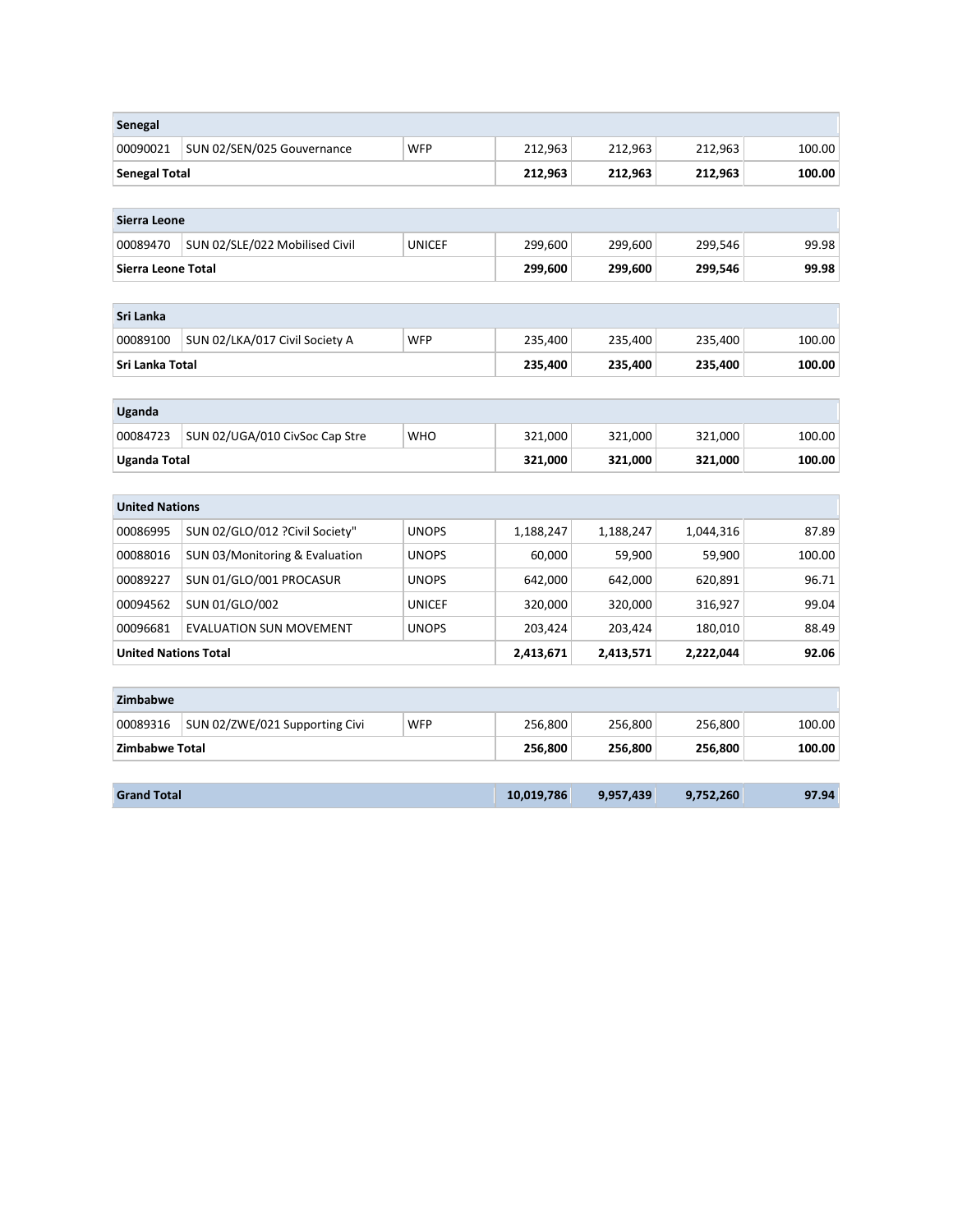| Senegal | | | | | | |
|---|---|---|---|---|---|---|
| 00090021 | SUN 02/SEN/025 Gouvernance | WFP | 212,963 | 212,963 | 212,963 | 100.00 |
| **Senegal Total** | | | **212,963** | **212,963** | **212,963** | **100.00** |

| Sierra Leone | | | | | | |
|---|---|---|---|---|---|---|
| 00089470 | SUN 02/SLE/022 Mobilised Civil | UNICEF | 299,600 | 299,600 | 299,546 | 99.98 |
| **Sierra Leone Total** | | | **299,600** | **299,600** | **299,546** | **99.98** |

| Sri Lanka | | | | | | |
|---|---|---|---|---|---|---|
| 00089100 | SUN 02/LKA/017 Civil Society A | WFP | 235,400 | 235,400 | 235,400 | 100.00 |
| **Sri Lanka Total** | | | **235,400** | **235,400** | **235,400** | **100.00** |

| Uganda | | | | | | |
|---|---|---|---|---|---|---|
| 00084723 | SUN 02/UGA/010 CivSoc Cap Stre | WHO | 321,000 | 321,000 | 321,000 | 100.00 |
| **Uganda Total** | | | **321,000** | **321,000** | **321,000** | **100.00** |

| United Nations | | | | | | |
|---|---|---|---|---|---|---|
| 00086995 | SUN 02/GLO/012 ?Civil Society" | UNOPS | 1,188,247 | 1,188,247 | 1,044,316 | 87.89 |
| 00088016 | SUN 03/Monitoring & Evaluation | UNOPS | 60,000 | 59,900 | 59,900 | 100.00 |
| 00089227 | SUN 01/GLO/001 PROCASUR | UNOPS | 642,000 | 642,000 | 620,891 | 96.71 |
| 00094562 | SUN 01/GLO/002 | UNICEF | 320,000 | 320,000 | 316,927 | 99.04 |
| 00096681 | EVALUATION SUN MOVEMENT | UNOPS | 203,424 | 203,424 | 180,010 | 88.49 |
| **United Nations Total** | | | **2,413,671** | **2,413,571** | **2,222,044** | **92.06** |

| Zimbabwe | | | | | | |
|---|---|---|---|---|---|---|
| 00089316 | SUN 02/ZWE/021 Supporting Civi | WFP | 256,800 | 256,800 | 256,800 | 100.00 |
| **Zimbabwe Total** | | | **256,800** | **256,800** | **256,800** | **100.00** |

| **Grand Total** | | | **10,019,786** | **9,957,439** | **9,752,260** | **97.94** |
|---|---|---|---|---|---|---|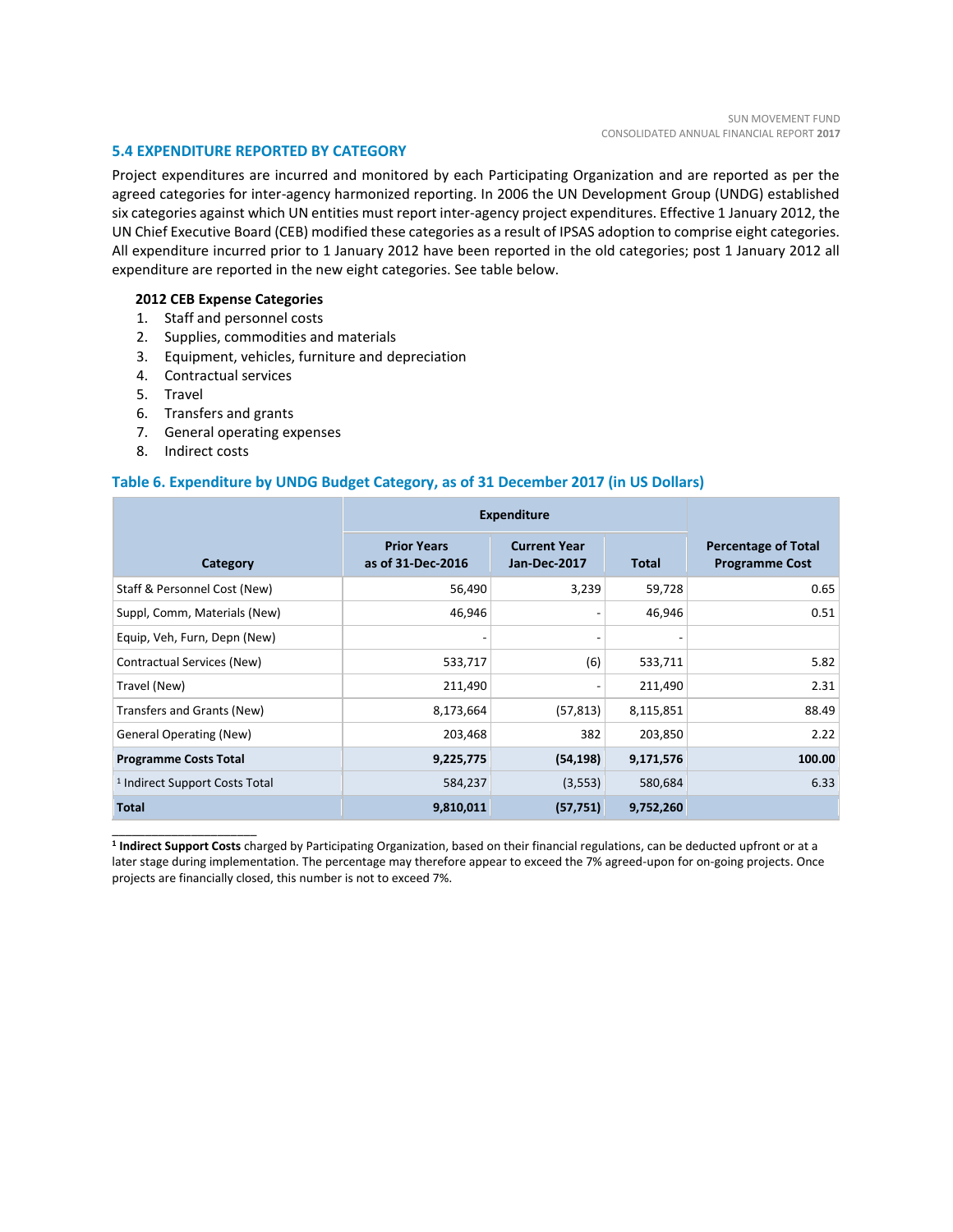### 5.4 EXPENDITURE REPORTED BY CATEGORY

Project expenditures are incurred and monitored by each Participating Organization and are reported as per the agreed categories for inter-agency harmonized reporting. In 2006 the UN Development Group (UNDG) established six categories against which UN entities must report inter-agency project expenditures. Effective 1 January 2012, the UN Chief Executive Board (CEB) modified these categories as a result of IPSAS adoption to comprise eight categories. All expenditure incurred prior to 1 January 2012 have been reported in the old categories; post 1 January 2012 all expenditure are reported in the new eight categories. See table below.

**2012 CEB Expense Categories**

1. Staff and personnel costs
2. Supplies, commodities and materials
3. Equipment, vehicles, furniture and depreciation
4. Contractual services
5. Travel
6. Transfers and grants
7. General operating expenses
8. Indirect costs

#### Table 6. Expenditure by UNDG Budget Category, as of 31 December 2017 (in US Dollars)

| Category | Expenditure | | | Percentage of Total Programme Cost |
|---|---|---|---|---|
| | Prior Years as of 31-Dec-2016 | Current Year Jan-Dec-2017 | Total | |
| Staff & Personnel Cost (New) | 56,490 | 3,239 | 59,728 | 0.65 |
| Suppl, Comm, Materials (New) | 46,946 | - | 46,946 | 0.51 |
| Equip, Veh, Furn, Depn (New) | - | - | - | |
| Contractual Services (New) | 533,717 | (6) | 533,711 | 5.82 |
| Travel (New) | 211,490 | - | 211,490 | 2.31 |
| Transfers and Grants (New) | 8,173,664 | (57,813) | 8,115,851 | 88.49 |
| General Operating (New) | 203,468 | 382 | 203,850 | 2.22 |
| **Programme Costs Total** | **9,225,775** | **(54,198)** | **9,171,576** | **100.00** |
| [1] Indirect Support Costs Total | 584,237 | (3,553) | 580,684 | 6.33 |
| **Total** | **9,810,011** | **(57,751)** | **9,752,260** | |

[1] **Indirect Support Costs** charged by Participating Organization, based on their financial regulations, can be deducted upfront or at a later stage during implementation. The percentage may therefore appear to exceed the 7% agreed-upon for on-going projects. Once projects are financially closed, this number is not to exceed 7%.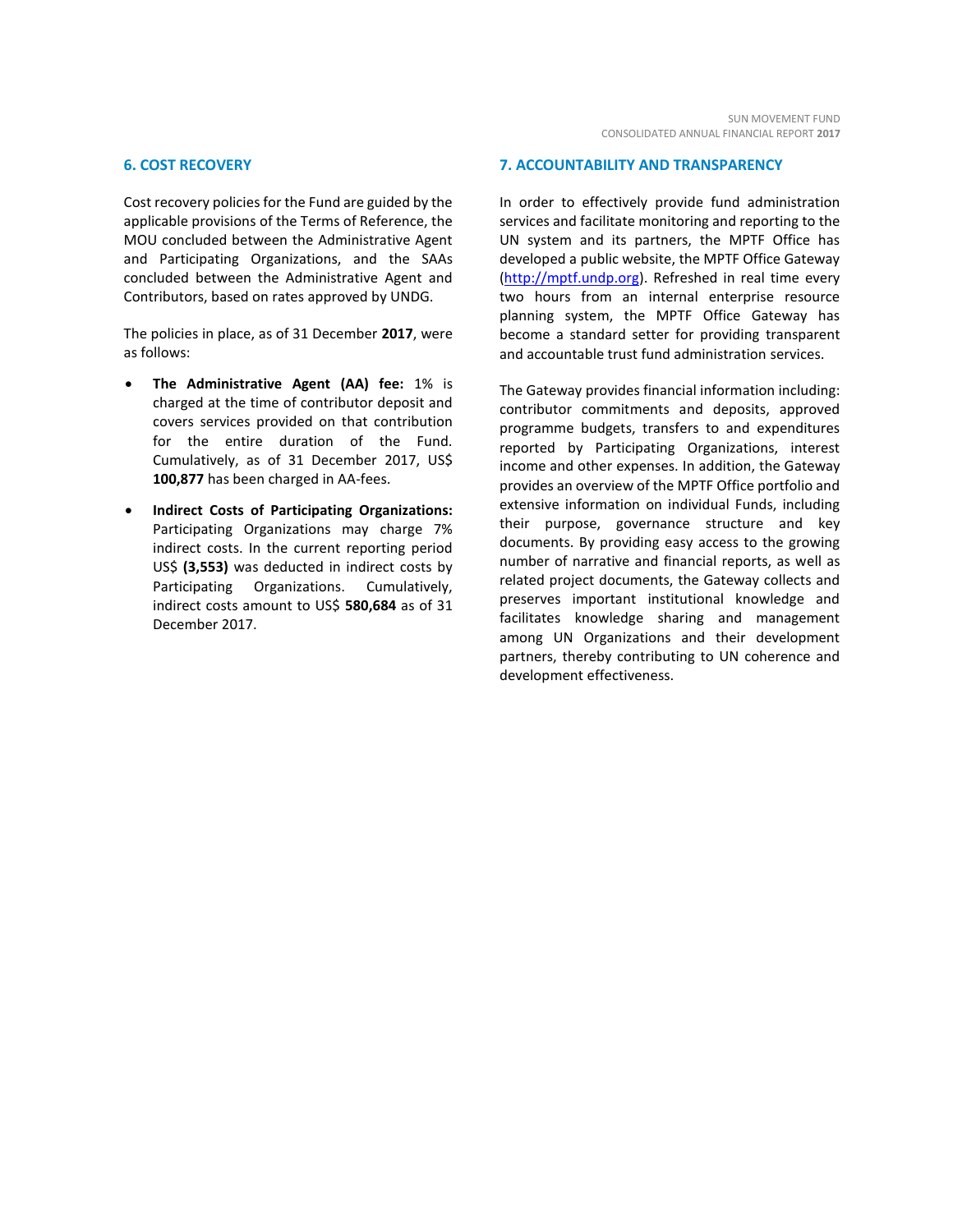## 6. COST RECOVERY

Cost recovery policies for the Fund are guided by the applicable provisions of the Terms of Reference, the MOU concluded between the Administrative Agent and Participating Organizations, and the SAAs concluded between the Administrative Agent and Contributors, based on rates approved by UNDG.

The policies in place, as of 31 December **2017**, were as follows:

- **The Administrative Agent (AA) fee:** 1% is charged at the time of contributor deposit and covers services provided on that contribution for the entire duration of the Fund. Cumulatively, as of 31 December 2017, US$ **100,877** has been charged in AA-fees.
- **Indirect Costs of Participating Organizations:** Participating Organizations may charge 7% indirect costs. In the current reporting period US$ **(3,553)** was deducted in indirect costs by Participating Organizations. Cumulatively, indirect costs amount to US$ **580,684** as of 31 December 2017.

## 7. ACCOUNTABILITY AND TRANSPARENCY

In order to effectively provide fund administration services and facilitate monitoring and reporting to the UN system and its partners, the MPTF Office has developed a public website, the MPTF Office Gateway (http://mptf.undp.org). Refreshed in real time every two hours from an internal enterprise resource planning system, the MPTF Office Gateway has become a standard setter for providing transparent and accountable trust fund administration services.

The Gateway provides financial information including: contributor commitments and deposits, approved programme budgets, transfers to and expenditures reported by Participating Organizations, interest income and other expenses. In addition, the Gateway provides an overview of the MPTF Office portfolio and extensive information on individual Funds, including their purpose, governance structure and key documents. By providing easy access to the growing number of narrative and financial reports, as well as related project documents, the Gateway collects and preserves important institutional knowledge and facilitates knowledge sharing and management among UN Organizations and their development partners, thereby contributing to UN coherence and development effectiveness.